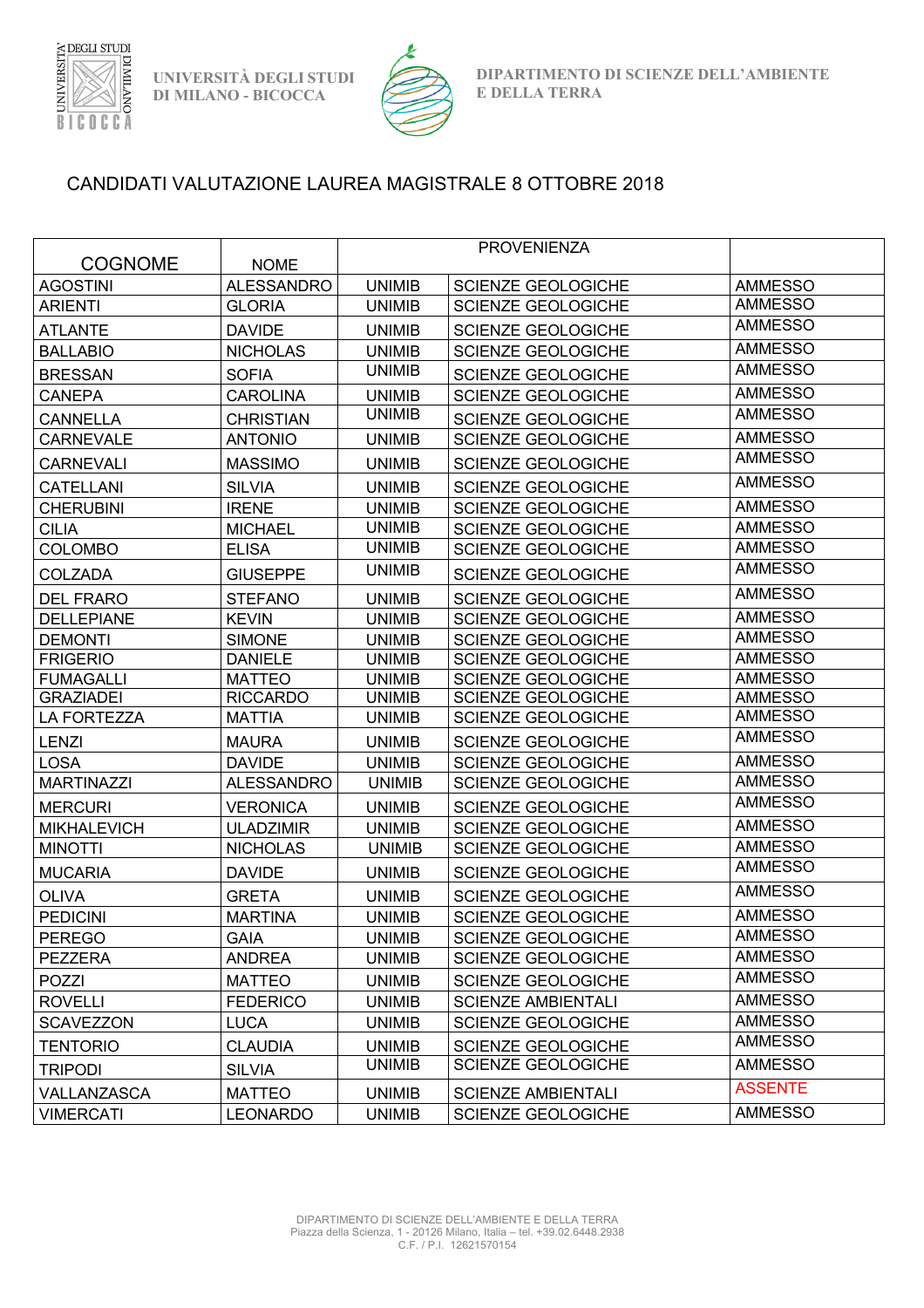UNIVERSITÀ DEGLI STUDI DI MILANO - BICOCCA

DIPARTIMENTO DI SCIENZE DELL'AMBIENTE E DELLA TERRA

## CANDIDATI VALUTAZIONE LAUREA MAGISTRALE 8 OTTOBRE 2018

| COGNOME | NOME | PROVENIENZA | | |
|---|---|---|---|---|
| AGOSTINI | ALESSANDRO | UNIMIB | SCIENZE GEOLOGICHE | AMMESSO |
| ARIENTI | GLORIA | UNIMIB | SCIENZE GEOLOGICHE | AMMESSO |
| ATLANTE | DAVIDE | UNIMIB | SCIENZE GEOLOGICHE | AMMESSO |
| BALLABIO | NICHOLAS | UNIMIB | SCIENZE GEOLOGICHE | AMMESSO |
| BRESSAN | SOFIA | UNIMIB | SCIENZE GEOLOGICHE | AMMESSO |
| CANEPA | CAROLINA | UNIMIB | SCIENZE GEOLOGICHE | AMMESSO |
| CANNELLA | CHRISTIAN | UNIMIB | SCIENZE GEOLOGICHE | AMMESSO |
| CARNEVALE | ANTONIO | UNIMIB | SCIENZE GEOLOGICHE | AMMESSO |
| CARNEVALI | MASSIMO | UNIMIB | SCIENZE GEOLOGICHE | AMMESSO |
| CATELLANI | SILVIA | UNIMIB | SCIENZE GEOLOGICHE | AMMESSO |
| CHERUBINI | IRENE | UNIMIB | SCIENZE GEOLOGICHE | AMMESSO |
| CILIA | MICHAEL | UNIMIB | SCIENZE GEOLOGICHE | AMMESSO |
| COLOMBO | ELISA | UNIMIB | SCIENZE GEOLOGICHE | AMMESSO |
| COLZADA | GIUSEPPE | UNIMIB | SCIENZE GEOLOGICHE | AMMESSO |
| DEL FRARO | STEFANO | UNIMIB | SCIENZE GEOLOGICHE | AMMESSO |
| DELLEPIANE | KEVIN | UNIMIB | SCIENZE GEOLOGICHE | AMMESSO |
| DEMONTI | SIMONE | UNIMIB | SCIENZE GEOLOGICHE | AMMESSO |
| FRIGERIO | DANIELE | UNIMIB | SCIENZE GEOLOGICHE | AMMESSO |
| FUMAGALLI | MATTEO | UNIMIB | SCIENZE GEOLOGICHE | AMMESSO |
| GRAZIADEI | RICCARDO | UNIMIB | SCIENZE GEOLOGICHE | AMMESSO |
| LA FORTEZZA | MATTIA | UNIMIB | SCIENZE GEOLOGICHE | AMMESSO |
| LENZI | MAURA | UNIMIB | SCIENZE GEOLOGICHE | AMMESSO |
| LOSA | DAVIDE | UNIMIB | SCIENZE GEOLOGICHE | AMMESSO |
| MARTINAZZI | ALESSANDRO | UNIMIB | SCIENZE GEOLOGICHE | AMMESSO |
| MERCURI | VERONICA | UNIMIB | SCIENZE GEOLOGICHE | AMMESSO |
| MIKHALEVICH | ULADZIMIR | UNIMIB | SCIENZE GEOLOGICHE | AMMESSO |
| MINOTTI | NICHOLAS | UNIMIB | SCIENZE GEOLOGICHE | AMMESSO |
| MUCARIA | DAVIDE | UNIMIB | SCIENZE GEOLOGICHE | AMMESSO |
| OLIVA | GRETA | UNIMIB | SCIENZE GEOLOGICHE | AMMESSO |
| PEDICINI | MARTINA | UNIMIB | SCIENZE GEOLOGICHE | AMMESSO |
| PEREGO | GAIA | UNIMIB | SCIENZE GEOLOGICHE | AMMESSO |
| PEZZERA | ANDREA | UNIMIB | SCIENZE GEOLOGICHE | AMMESSO |
| POZZI | MATTEO | UNIMIB | SCIENZE GEOLOGICHE | AMMESSO |
| ROVELLI | FEDERICO | UNIMIB | SCIENZE AMBIENTALI | AMMESSO |
| SCAVEZZON | LUCA | UNIMIB | SCIENZE GEOLOGICHE | AMMESSO |
| TENTORIO | CLAUDIA | UNIMIB | SCIENZE GEOLOGICHE | AMMESSO |
| TRIPODI | SILVIA | UNIMIB | SCIENZE GEOLOGICHE | AMMESSO |
| VALLANZASCA | MATTEO | UNIMIB | SCIENZE AMBIENTALI | ASSENTE |
| VIMERCATI | LEONARDO | UNIMIB | SCIENZE GEOLOGICHE | AMMESSO |

DIPARTIMENTO DI SCIENZE DELL'AMBIENTE E DELLA TERRA
Piazza della Scienza, 1 - 20126 Milano, Italia – tel. +39.02.6448.2938
C.F. / P.I. 12621570154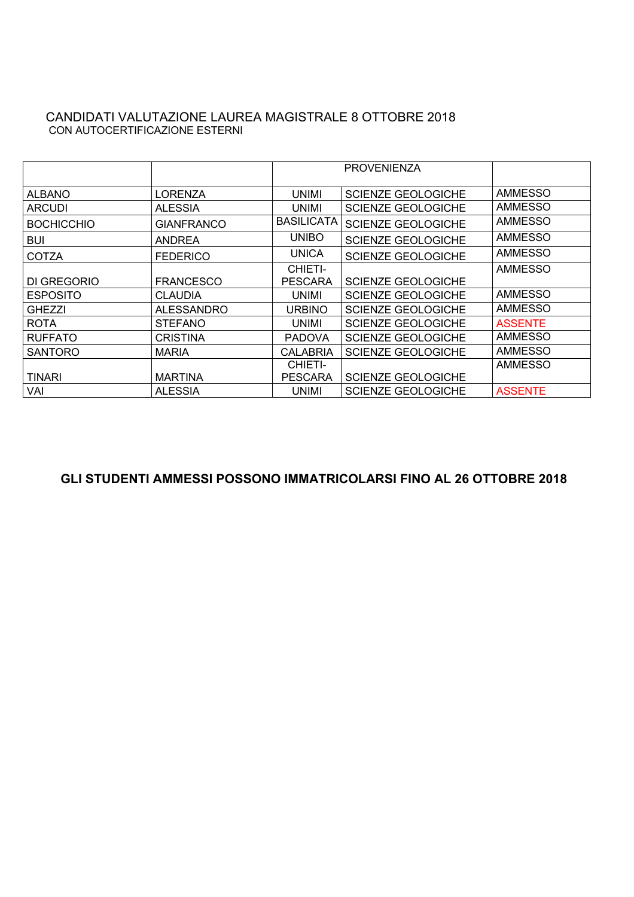CANDIDATI VALUTAZIONE LAUREA MAGISTRALE 8 OTTOBRE 2018
CON AUTOCERTIFICAZIONE ESTERNI

| | | PROVENIENZA | | |
|---|---|---|---|---|
| ALBANO | LORENZA | UNIMI | SCIENZE GEOLOGICHE | AMMESSO |
| ARCUDI | ALESSIA | UNIMI | SCIENZE GEOLOGICHE | AMMESSO |
| BOCHICCHIO | GIANFRANCO | BASILICATA | SCIENZE GEOLOGICHE | AMMESSO |
| BUI | ANDREA | UNIBO | SCIENZE GEOLOGICHE | AMMESSO |
| COTZA | FEDERICO | UNICA | SCIENZE GEOLOGICHE | AMMESSO |
| DI GREGORIO | FRANCESCO | CHIETI-PESCARA | SCIENZE GEOLOGICHE | AMMESSO |
| ESPOSITO | CLAUDIA | UNIMI | SCIENZE GEOLOGICHE | AMMESSO |
| GHEZZI | ALESSANDRO | URBINO | SCIENZE GEOLOGICHE | AMMESSO |
| ROTA | STEFANO | UNIMI | SCIENZE GEOLOGICHE | ASSENTE |
| RUFFATO | CRISTINA | PADOVA | SCIENZE GEOLOGICHE | AMMESSO |
| SANTORO | MARIA | CALABRIA | SCIENZE GEOLOGICHE | AMMESSO |
| TINARI | MARTINA | CHIETI-PESCARA | SCIENZE GEOLOGICHE | AMMESSO |
| VAI | ALESSIA | UNIMI | SCIENZE GEOLOGICHE | ASSENTE |

**GLI STUDENTI AMMESSI POSSONO IMMATRICOLARSI FINO AL 26 OTTOBRE 2018**